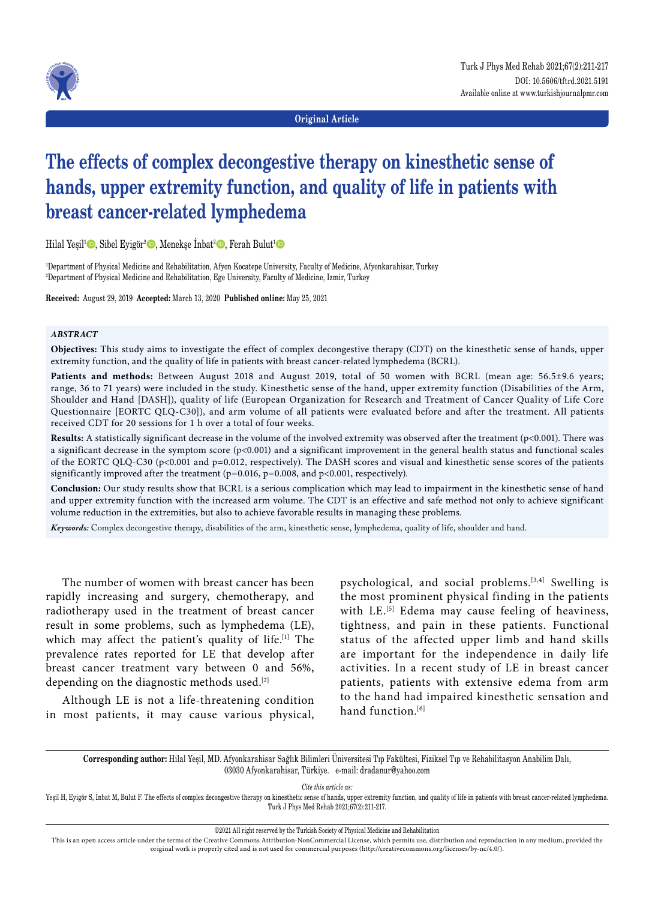Original Article

# The effects of complex decongestive therapy on kinesthetic sense of hands, upper extremity function, and quality of life in patients with breast cancer-related lymphedema

Hilal Yeşil[1], Sibel Eyigör[2], Menekşe İnbat[2], Ferah Bulut[1]

[1]Department of Physical Medicine and Rehabilitation, Afyon Kocatepe University, Faculty of Medicine, Afyonkarahisar, Turkey
[2]Department of Physical Medicine and Rehabilitation, Ege University, Faculty of Medicine, Izmir, Turkey

**Received:** August 29, 2019 **Accepted:** March 13, 2020 **Published online:** May 25, 2021

### *ABSTRACT*

**Objectives:** This study aims to investigate the effect of complex decongestive therapy (CDT) on the kinesthetic sense of hands, upper extremity function, and the quality of life in patients with breast cancer-related lymphedema (BCRL).

**Patients and methods:** Between August 2018 and August 2019, total of 50 women with BCRL (mean age: 56.5±9.6 years; range, 36 to 71 years) were included in the study. Kinesthetic sense of the hand, upper extremity function (Disabilities of the Arm, Shoulder and Hand [DASH]), quality of life (European Organization for Research and Treatment of Cancer Quality of Life Core Questionnaire [EORTC QLQ-C30]), and arm volume of all patients were evaluated before and after the treatment. All patients received CDT for 20 sessions for 1 h over a total of four weeks.

**Results:** A statistically significant decrease in the volume of the involved extremity was observed after the treatment (p<0.001). There was a significant decrease in the symptom score (p<0.001) and a significant improvement in the general health status and functional scales of the EORTC QLQ-C30 (p<0.001 and p=0.012, respectively). The DASH scores and visual and kinesthetic sense scores of the patients significantly improved after the treatment (p=0.016, p=0.008, and p<0.001, respectively).

**Conclusion:** Our study results show that BCRL is a serious complication which may lead to impairment in the kinesthetic sense of hand and upper extremity function with the increased arm volume. The CDT is an effective and safe method not only to achieve significant volume reduction in the extremities, but also to achieve favorable results in managing these problems.

***Keywords:*** Complex decongestive therapy, disabilities of the arm, kinesthetic sense, lymphedema, quality of life, shoulder and hand.

The number of women with breast cancer has been rapidly increasing and surgery, chemotherapy, and radiotherapy used in the treatment of breast cancer result in some problems, such as lymphedema (LE), which may affect the patient's quality of life.[1] The prevalence rates reported for LE that develop after breast cancer treatment vary between 0 and 56%, depending on the diagnostic methods used.[2]

Although LE is not a life-threatening condition in most patients, it may cause various physical, psychological, and social problems.[3,4] Swelling is the most prominent physical finding in the patients with LE.[5] Edema may cause feeling of heaviness, tightness, and pain in these patients. Functional status of the affected upper limb and hand skills are important for the independence in daily life activities. In a recent study of LE in breast cancer patients, patients with extensive edema from arm to the hand had impaired kinesthetic sensation and hand function.[6]

**Corresponding author:** Hilal Yeşil, MD. Afyonkarahisar Sağlık Bilimleri Üniversitesi Tıp Fakültesi, Fiziksel Tıp ve Rehabilitasyon Anabilim Dalı, 03030 Afyonkarahisar, Türkiye. e-mail: dradanur@yahoo.com

*Cite this article as:*
Yeşil H, Eyigör S, İnbat M, Bulut F. The effects of complex decongestive therapy on kinesthetic sense of hands, upper extremity function, and quality of life in patients with breast cancer-related lymphedema. Turk J Phys Med Rehab 2021;67(2):211-217.

©2021 All right reserved by the Turkish Society of Physical Medicine and Rehabilitation
This is an open access article under the terms of the Creative Commons Attribution-NonCommercial License, which permits use, distribution and reproduction in any medium, provided the original work is properly cited and is not used for commercial purposes (http://creativecommons.org/licenses/by-nc/4.0/).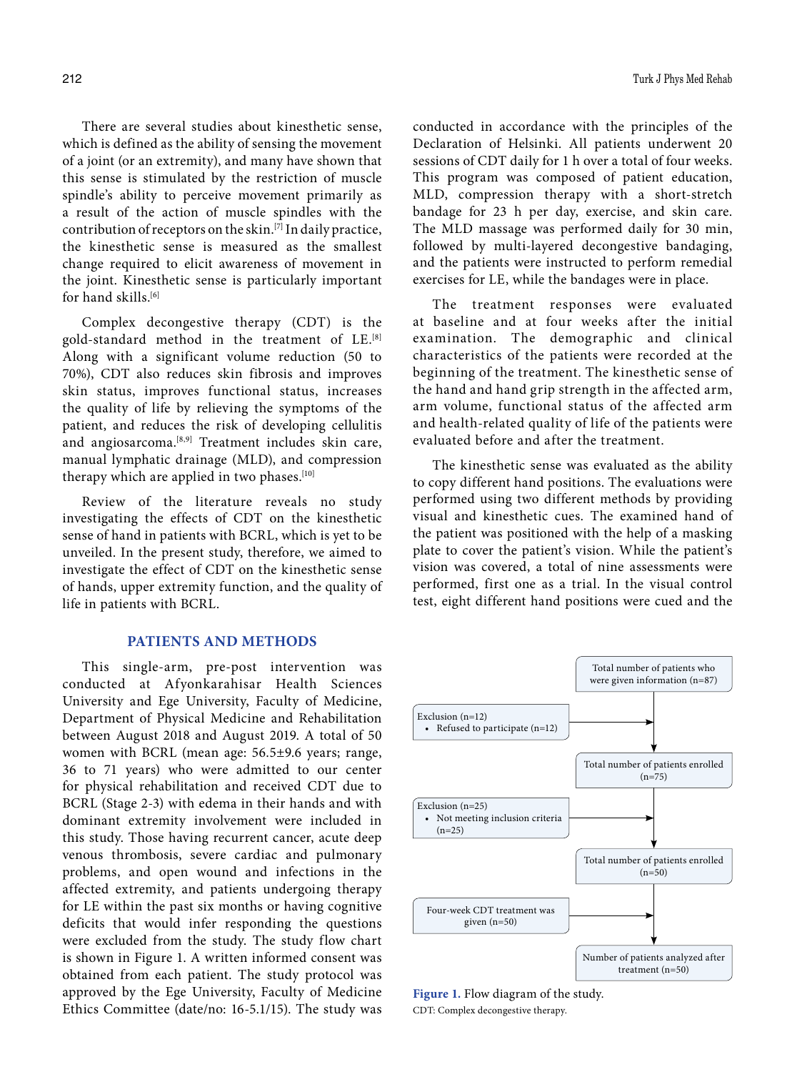There are several studies about kinesthetic sense, which is defined as the ability of sensing the movement of a joint (or an extremity), and many have shown that this sense is stimulated by the restriction of muscle spindle's ability to perceive movement primarily as a result of the action of muscle spindles with the contribution of receptors on the skin.[7] In daily practice, the kinesthetic sense is measured as the smallest change required to elicit awareness of movement in the joint. Kinesthetic sense is particularly important for hand skills.[6]

Complex decongestive therapy (CDT) is the gold-standard method in the treatment of LE.[8] Along with a significant volume reduction (50 to 70%), CDT also reduces skin fibrosis and improves skin status, improves functional status, increases the quality of life by relieving the symptoms of the patient, and reduces the risk of developing cellulitis and angiosarcoma.[8,9] Treatment includes skin care, manual lymphatic drainage (MLD), and compression therapy which are applied in two phases.[10]

Review of the literature reveals no study investigating the effects of CDT on the kinesthetic sense of hand in patients with BCRL, which is yet to be unveiled. In the present study, therefore, we aimed to investigate the effect of CDT on the kinesthetic sense of hands, upper extremity function, and the quality of life in patients with BCRL.

## PATIENTS AND METHODS

This single-arm, pre-post intervention was conducted at Afyonkarahisar Health Sciences University and Ege University, Faculty of Medicine, Department of Physical Medicine and Rehabilitation between August 2018 and August 2019. A total of 50 women with BCRL (mean age: 56.5±9.6 years; range, 36 to 71 years) who were admitted to our center for physical rehabilitation and received CDT due to BCRL (Stage 2-3) with edema in their hands and with dominant extremity involvement were included in this study. Those having recurrent cancer, acute deep venous thrombosis, severe cardiac and pulmonary problems, and open wound and infections in the affected extremity, and patients undergoing therapy for LE within the past six months or having cognitive deficits that would infer responding the questions were excluded from the study. The study flow chart is shown in Figure 1. A written informed consent was obtained from each patient. The study protocol was approved by the Ege University, Faculty of Medicine Ethics Committee (date/no: 16-5.1/15). The study was conducted in accordance with the principles of the Declaration of Helsinki. All patients underwent 20 sessions of CDT daily for 1 h over a total of four weeks. This program was composed of patient education, MLD, compression therapy with a short-stretch bandage for 23 h per day, exercise, and skin care. The MLD massage was performed daily for 30 min, followed by multi-layered decongestive bandaging, and the patients were instructed to perform remedial exercises for LE, while the bandages were in place.

The treatment responses were evaluated at baseline and at four weeks after the initial examination. The demographic and clinical characteristics of the patients were recorded at the beginning of the treatment. The kinesthetic sense of the hand and hand grip strength in the affected arm, arm volume, functional status of the affected arm and health-related quality of life of the patients were evaluated before and after the treatment.

The kinesthetic sense was evaluated as the ability to copy different hand positions. The evaluations were performed using two different methods by providing visual and kinesthetic cues. The examined hand of the patient was positioned with the help of a masking plate to cover the patient's vision. While the patient's vision was covered, a total of nine assessments were performed, first one as a trial. In the visual control test, eight different hand positions were cued and the

Total number of patients who were given information (n=87)
→ Exclusion (n=12)
- Refused to participate (n=12)

Total number of patients enrolled (n=75)
→ Exclusion (n=25)
- Not meeting inclusion criteria (n=25)

Total number of patients enrolled (n=50)
→ Four-week CDT treatment was given (n=50)

Number of patients analyzed after treatment (n=50)

**Figure 1.** Flow diagram of the study.
CDT: Complex decongestive therapy.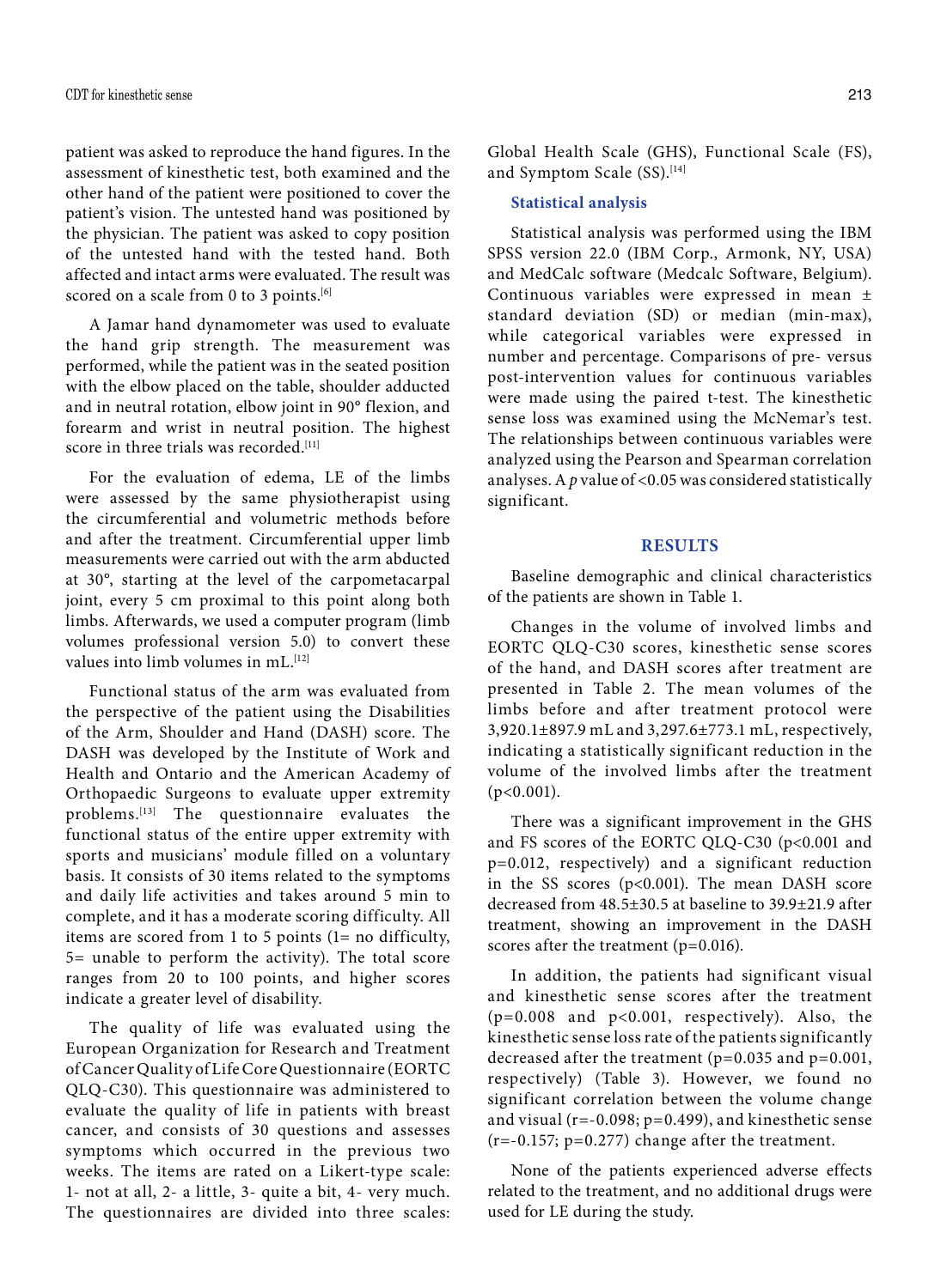patient was asked to reproduce the hand figures. In the assessment of kinesthetic test, both examined and the other hand of the patient were positioned to cover the patient's vision. The untested hand was positioned by the physician. The patient was asked to copy position of the untested hand with the tested hand. Both affected and intact arms were evaluated. The result was scored on a scale from 0 to 3 points.[6]

A Jamar hand dynamometer was used to evaluate the hand grip strength. The measurement was performed, while the patient was in the seated position with the elbow placed on the table, shoulder adducted and in neutral rotation, elbow joint in 90° flexion, and forearm and wrist in neutral position. The highest score in three trials was recorded.[11]

For the evaluation of edema, LE of the limbs were assessed by the same physiotherapist using the circumferential and volumetric methods before and after the treatment. Circumferential upper limb measurements were carried out with the arm abducted at 30°, starting at the level of the carpometacarpal joint, every 5 cm proximal to this point along both limbs. Afterwards, we used a computer program (limb volumes professional version 5.0) to convert these values into limb volumes in mL.[12]

Functional status of the arm was evaluated from the perspective of the patient using the Disabilities of the Arm, Shoulder and Hand (DASH) score. The DASH was developed by the Institute of Work and Health and Ontario and the American Academy of Orthopaedic Surgeons to evaluate upper extremity problems.[13] The questionnaire evaluates the functional status of the entire upper extremity with sports and musicians' module filled on a voluntary basis. It consists of 30 items related to the symptoms and daily life activities and takes around 5 min to complete, and it has a moderate scoring difficulty. All items are scored from 1 to 5 points (1= no difficulty, 5= unable to perform the activity). The total score ranges from 20 to 100 points, and higher scores indicate a greater level of disability.

The quality of life was evaluated using the European Organization for Research and Treatment of Cancer Quality of Life Core Questionnaire (EORTC QLQ-C30). This questionnaire was administered to evaluate the quality of life in patients with breast cancer, and consists of 30 questions and assesses symptoms which occurred in the previous two weeks. The items are rated on a Likert-type scale: 1- not at all, 2- a little, 3- quite a bit, 4- very much. The questionnaires are divided into three scales: Global Health Scale (GHS), Functional Scale (FS), and Symptom Scale (SS).[14]

### Statistical analysis

Statistical analysis was performed using the IBM SPSS version 22.0 (IBM Corp., Armonk, NY, USA) and MedCalc software (Medcalc Software, Belgium). Continuous variables were expressed in mean ± standard deviation (SD) or median (min-max), while categorical variables were expressed in number and percentage. Comparisons of pre- versus post-intervention values for continuous variables were made using the paired t-test. The kinesthetic sense loss was examined using the McNemar's test. The relationships between continuous variables were analyzed using the Pearson and Spearman correlation analyses. A $p$ value of <0.05 was considered statistically significant.

## RESULTS

Baseline demographic and clinical characteristics of the patients are shown in Table 1.

Changes in the volume of involved limbs and EORTC QLQ-C30 scores, kinesthetic sense scores of the hand, and DASH scores after treatment are presented in Table 2. The mean volumes of the limbs before and after treatment protocol were 3,920.1±897.9 mL and 3,297.6±773.1 mL, respectively, indicating a statistically significant reduction in the volume of the involved limbs after the treatment ($p<0.001$).

There was a significant improvement in the GHS and FS scores of the EORTC QLQ-C30 ($p<0.001$ and $p=0.012$, respectively) and a significant reduction in the SS scores ($p<0.001$). The mean DASH score decreased from 48.5±30.5 at baseline to 39.9±21.9 after treatment, showing an improvement in the DASH scores after the treatment ($p=0.016$).

In addition, the patients had significant visual and kinesthetic sense scores after the treatment ($p=0.008$ and $p<0.001$, respectively). Also, the kinesthetic sense loss rate of the patients significantly decreased after the treatment ($p=0.035$ and $p=0.001$, respectively) (Table 3). However, we found no significant correlation between the volume change and visual ($r=-0.098$; $p=0.499$), and kinesthetic sense ($r=-0.157$; $p=0.277$) change after the treatment.

None of the patients experienced adverse effects related to the treatment, and no additional drugs were used for LE during the study.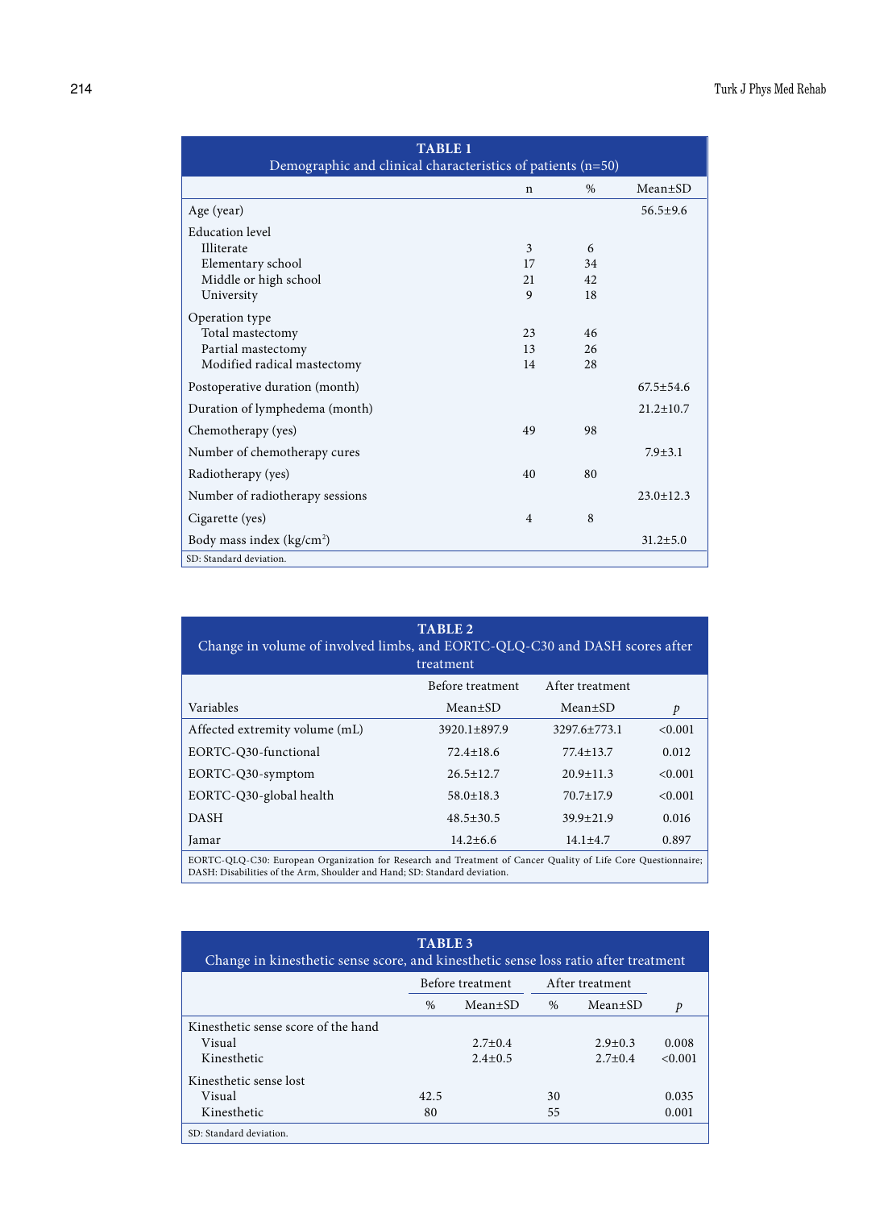**TABLE 1**
Demographic and clinical characteristics of patients (n=50)

| | n | % | Mean±SD |
|---|---|---|---|
| Age (year) | | | 56.5±9.6 |
| Education level | | | |
| Illiterate | 3 | 6 | |
| Elementary school | 17 | 34 | |
| Middle or high school | 21 | 42 | |
| University | 9 | 18 | |
| Operation type | | | |
| Total mastectomy | 23 | 46 | |
| Partial mastectomy | 13 | 26 | |
| Modified radical mastectomy | 14 | 28 | |
| Postoperative duration (month) | | | 67.5±54.6 |
| Duration of lymphedema (month) | | | 21.2±10.7 |
| Chemotherapy (yes) | 49 | 98 | |
| Number of chemotherapy cures | | | 7.9±3.1 |
| Radiotherapy (yes) | 40 | 80 | |
| Number of radiotherapy sessions | | | 23.0±12.3 |
| Cigarette (yes) | 4 | 8 | |
| Body mass index (kg/cm$^2$) | | | 31.2±5.0 |

SD: Standard deviation.

**TABLE 2**
Change in volume of involved limbs, and EORTC-QLQ-C30 and DASH scores after treatment

| | Before treatment | After treatment | |
|---|---|---|---|
| Variables | Mean±SD | Mean±SD | *p* |
| Affected extremity volume (mL) | 3920.1±897.9 | 3297.6±773.1 | <0.001 |
| EORTC-Q30-functional | 72.4±18.6 | 77.4±13.7 | 0.012 |
| EORTC-Q30-symptom | 26.5±12.7 | 20.9±11.3 | <0.001 |
| EORTC-Q30-global health | 58.0±18.3 | 70.7±17.9 | <0.001 |
| DASH | 48.5±30.5 | 39.9±21.9 | 0.016 |
| Jamar | 14.2±6.6 | 14.1±4.7 | 0.897 |

EORTC-QLQ-C30: European Organization for Research and Treatment of Cancer Quality of Life Core Questionnaire; DASH: Disabilities of the Arm, Shoulder and Hand; SD: Standard deviation.

**TABLE 3**
Change in kinesthetic sense score, and kinesthetic sense loss ratio after treatment

| | Before treatment | | After treatment | | |
|---|---|---|---|---|---|
| | % | Mean±SD | % | Mean±SD | *p* |
| Kinesthetic sense score of the hand | | | | | |
| Visual | | 2.7±0.4 | | 2.9±0.3 | 0.008 |
| Kinesthetic | | 2.4±0.5 | | 2.7±0.4 | <0.001 |
| Kinesthetic sense lost | | | | | |
| Visual | 42.5 | | 30 | | 0.035 |
| Kinesthetic | 80 | | 55 | | 0.001 |

SD: Standard deviation.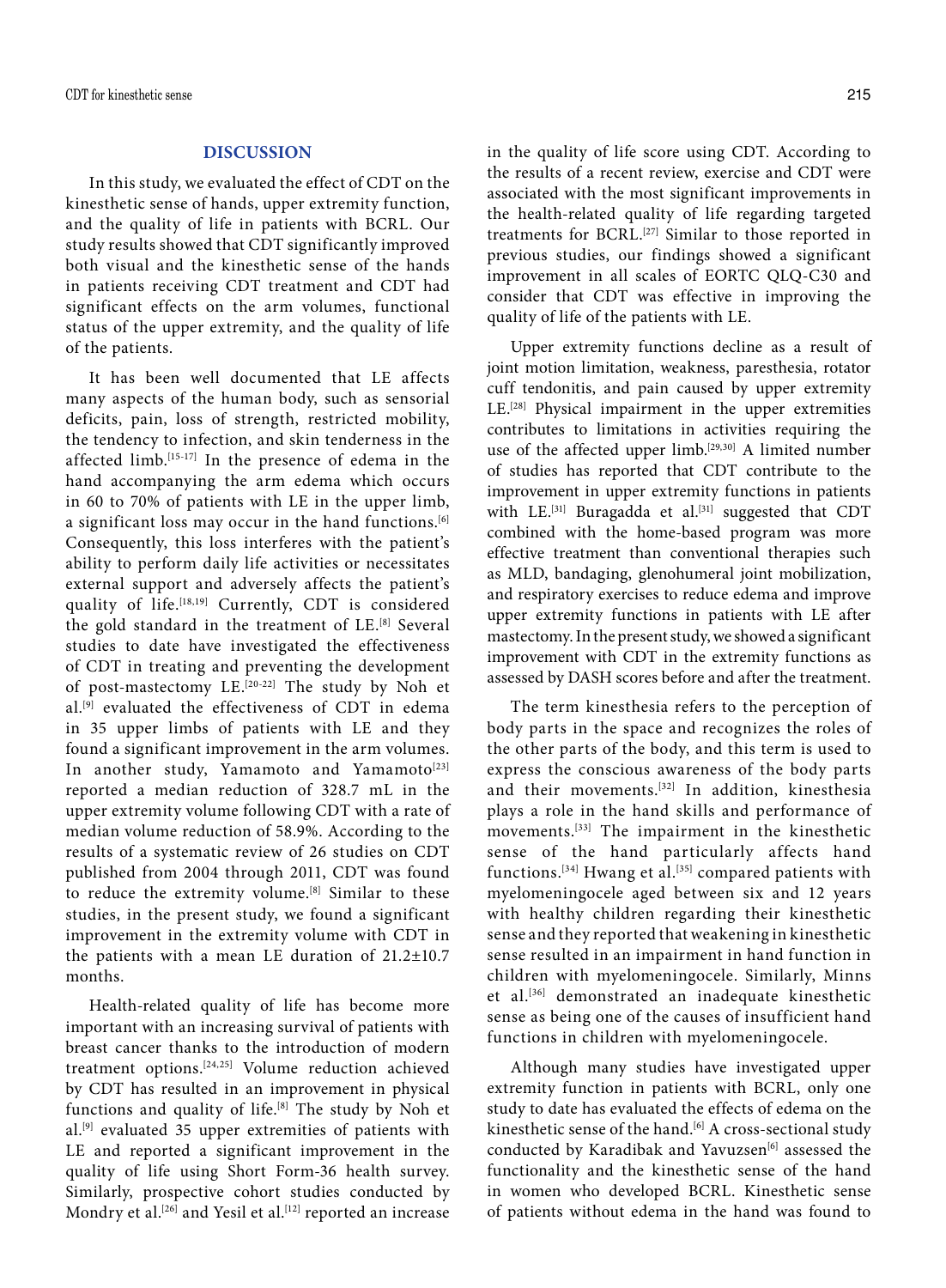## DISCUSSION

In this study, we evaluated the effect of CDT on the kinesthetic sense of hands, upper extremity function, and the quality of life in patients with BCRL. Our study results showed that CDT significantly improved both visual and the kinesthetic sense of the hands in patients receiving CDT treatment and CDT had significant effects on the arm volumes, functional status of the upper extremity, and the quality of life of the patients.

It has been well documented that LE affects many aspects of the human body, such as sensorial deficits, pain, loss of strength, restricted mobility, the tendency to infection, and skin tenderness in the affected limb.[15-17] In the presence of edema in the hand accompanying the arm edema which occurs in 60 to 70% of patients with LE in the upper limb, a significant loss may occur in the hand functions.[6] Consequently, this loss interferes with the patient's ability to perform daily life activities or necessitates external support and adversely affects the patient's quality of life.[18,19] Currently, CDT is considered the gold standard in the treatment of LE.[8] Several studies to date have investigated the effectiveness of CDT in treating and preventing the development of post-mastectomy LE.[20-22] The study by Noh et al.[9] evaluated the effectiveness of CDT in edema in 35 upper limbs of patients with LE and they found a significant improvement in the arm volumes. In another study, Yamamoto and Yamamoto[23] reported a median reduction of 328.7 mL in the upper extremity volume following CDT with a rate of median volume reduction of 58.9%. According to the results of a systematic review of 26 studies on CDT published from 2004 through 2011, CDT was found to reduce the extremity volume.[8] Similar to these studies, in the present study, we found a significant improvement in the extremity volume with CDT in the patients with a mean LE duration of 21.2±10.7 months.

Health-related quality of life has become more important with an increasing survival of patients with breast cancer thanks to the introduction of modern treatment options.[24,25] Volume reduction achieved by CDT has resulted in an improvement in physical functions and quality of life.[8] The study by Noh et al.[9] evaluated 35 upper extremities of patients with LE and reported a significant improvement in the quality of life using Short Form-36 health survey. Similarly, prospective cohort studies conducted by Mondry et al.[26] and Yesil et al.[12] reported an increase in the quality of life score using CDT. According to the results of a recent review, exercise and CDT were associated with the most significant improvements in the health-related quality of life regarding targeted treatments for BCRL.[27] Similar to those reported in previous studies, our findings showed a significant improvement in all scales of EORTC QLQ-C30 and consider that CDT was effective in improving the quality of life of the patients with LE.

Upper extremity functions decline as a result of joint motion limitation, weakness, paresthesia, rotator cuff tendonitis, and pain caused by upper extremity LE.[28] Physical impairment in the upper extremities contributes to limitations in activities requiring the use of the affected upper limb.[29,30] A limited number of studies has reported that CDT contribute to the improvement in upper extremity functions in patients with LE.[31] Buragadda et al.[31] suggested that CDT combined with the home-based program was more effective treatment than conventional therapies such as MLD, bandaging, glenohumeral joint mobilization, and respiratory exercises to reduce edema and improve upper extremity functions in patients with LE after mastectomy. In the present study, we showed a significant improvement with CDT in the extremity functions as assessed by DASH scores before and after the treatment.

The term kinesthesia refers to the perception of body parts in the space and recognizes the roles of the other parts of the body, and this term is used to express the conscious awareness of the body parts and their movements.[32] In addition, kinesthesia plays a role in the hand skills and performance of movements.[33] The impairment in the kinesthetic sense of the hand particularly affects hand functions.[34] Hwang et al.[35] compared patients with myelomeningocele aged between six and 12 years with healthy children regarding their kinesthetic sense and they reported that weakening in kinesthetic sense resulted in an impairment in hand function in children with myelomeningocele. Similarly, Minns et al.[36] demonstrated an inadequate kinesthetic sense as being one of the causes of insufficient hand functions in children with myelomeningocele.

Although many studies have investigated upper extremity function in patients with BCRL, only one study to date has evaluated the effects of edema on the kinesthetic sense of the hand.[6] A cross-sectional study conducted by Karadibak and Yavuzsen[6] assessed the functionality and the kinesthetic sense of the hand in women who developed BCRL. Kinesthetic sense of patients without edema in the hand was found to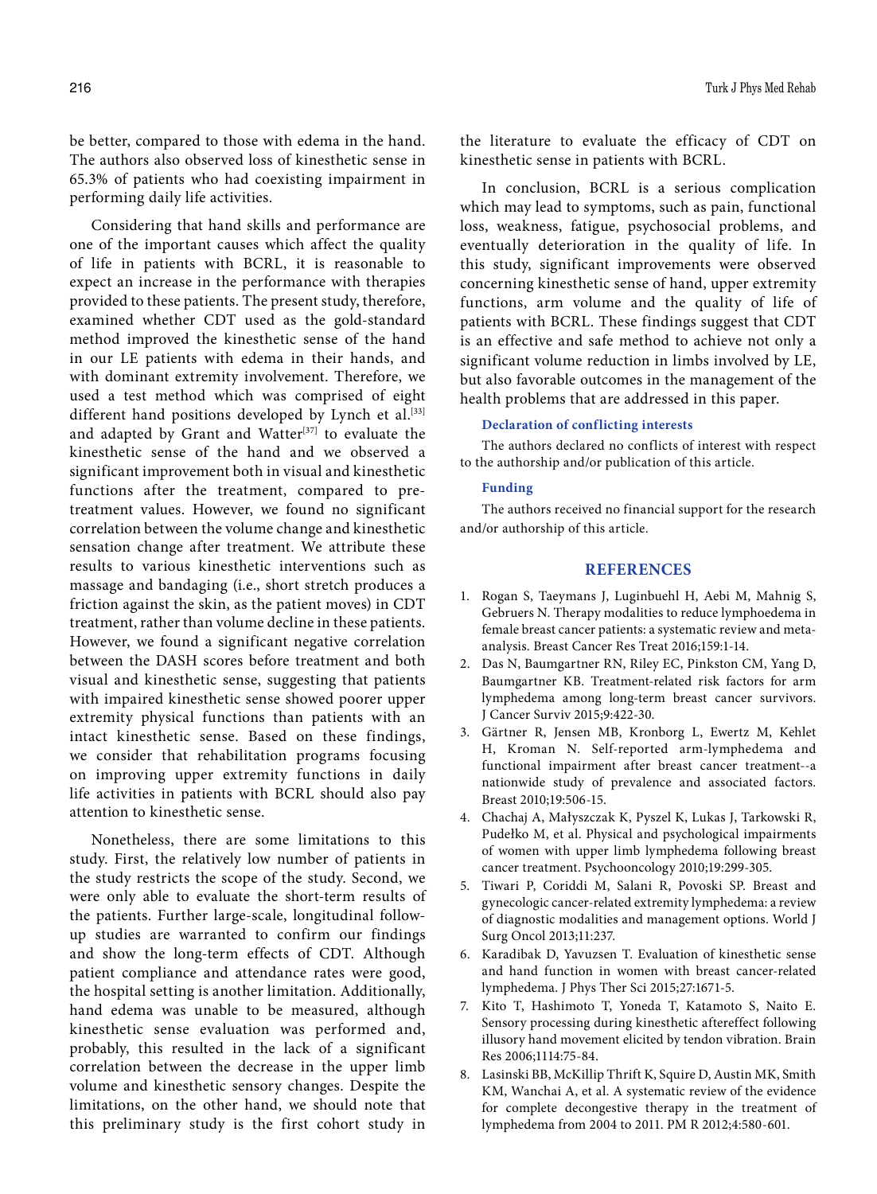be better, compared to those with edema in the hand. The authors also observed loss of kinesthetic sense in 65.3% of patients who had coexisting impairment in performing daily life activities.

Considering that hand skills and performance are one of the important causes which affect the quality of life in patients with BCRL, it is reasonable to expect an increase in the performance with therapies provided to these patients. The present study, therefore, examined whether CDT used as the gold-standard method improved the kinesthetic sense of the hand in our LE patients with edema in their hands, and with dominant extremity involvement. Therefore, we used a test method which was comprised of eight different hand positions developed by Lynch et al.[33] and adapted by Grant and Watter[37] to evaluate the kinesthetic sense of the hand and we observed a significant improvement both in visual and kinesthetic functions after the treatment, compared to pre-treatment values. However, we found no significant correlation between the volume change and kinesthetic sensation change after treatment. We attribute these results to various kinesthetic interventions such as massage and bandaging (i.e., short stretch produces a friction against the skin, as the patient moves) in CDT treatment, rather than volume decline in these patients. However, we found a significant negative correlation between the DASH scores before treatment and both visual and kinesthetic sense, suggesting that patients with impaired kinesthetic sense showed poorer upper extremity physical functions than patients with an intact kinesthetic sense. Based on these findings, we consider that rehabilitation programs focusing on improving upper extremity functions in daily life activities in patients with BCRL should also pay attention to kinesthetic sense.

Nonetheless, there are some limitations to this study. First, the relatively low number of patients in the study restricts the scope of the study. Second, we were only able to evaluate the short-term results of the patients. Further large-scale, longitudinal follow-up studies are warranted to confirm our findings and show the long-term effects of CDT. Although patient compliance and attendance rates were good, the hospital setting is another limitation. Additionally, hand edema was unable to be measured, although kinesthetic sense evaluation was performed and, probably, this resulted in the lack of a significant correlation between the decrease in the upper limb volume and kinesthetic sensory changes. Despite the limitations, on the other hand, we should note that this preliminary study is the first cohort study in the literature to evaluate the efficacy of CDT on kinesthetic sense in patients with BCRL.

In conclusion, BCRL is a serious complication which may lead to symptoms, such as pain, functional loss, weakness, fatigue, psychosocial problems, and eventually deterioration in the quality of life. In this study, significant improvements were observed concerning kinesthetic sense of hand, upper extremity functions, arm volume and the quality of life of patients with BCRL. These findings suggest that CDT is an effective and safe method to achieve not only a significant volume reduction in limbs involved by LE, but also favorable outcomes in the management of the health problems that are addressed in this paper.

#### Declaration of conflicting interests

The authors declared no conflicts of interest with respect to the authorship and/or publication of this article.

#### Funding

The authors received no financial support for the research and/or authorship of this article.

## REFERENCES

1. Rogan S, Taeymans J, Luginbuehl H, Aebi M, Mahnig S, Gebruers N. Therapy modalities to reduce lymphoedema in female breast cancer patients: a systematic review and meta-analysis. Breast Cancer Res Treat 2016;159:1-14.
2. Das N, Baumgartner RN, Riley EC, Pinkston CM, Yang D, Baumgartner KB. Treatment-related risk factors for arm lymphedema among long-term breast cancer survivors. J Cancer Surviv 2015;9:422-30.
3. Gärtner R, Jensen MB, Kronborg L, Ewertz M, Kehlet H, Kroman N. Self-reported arm-lymphedema and functional impairment after breast cancer treatment--a nationwide study of prevalence and associated factors. Breast 2010;19:506-15.
4. Chachaj A, Małyszczak K, Pyszel K, Lukas J, Tarkowski R, Pudełko M, et al. Physical and psychological impairments of women with upper limb lymphedema following breast cancer treatment. Psychooncology 2010;19:299-305.
5. Tiwari P, Coriddi M, Salani R, Povoski SP. Breast and gynecologic cancer-related extremity lymphedema: a review of diagnostic modalities and management options. World J Surg Oncol 2013;11:237.
6. Karadibak D, Yavuzsen T. Evaluation of kinesthetic sense and hand function in women with breast cancer-related lymphedema. J Phys Ther Sci 2015;27:1671-5.
7. Kito T, Hashimoto T, Yoneda T, Katamoto S, Naito E. Sensory processing during kinesthetic aftereffect following illusory hand movement elicited by tendon vibration. Brain Res 2006;1114:75-84.
8. Lasinski BB, McKillip Thrift K, Squire D, Austin MK, Smith KM, Wanchai A, et al. A systematic review of the evidence for complete decongestive therapy in the treatment of lymphedema from 2004 to 2011. PM R 2012;4:580-601.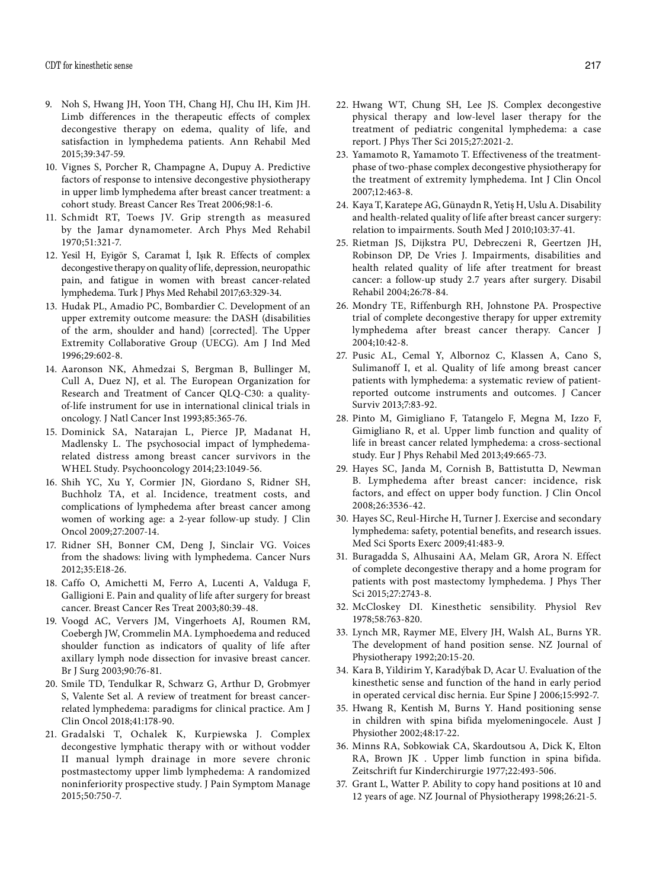9. Noh S, Hwang JH, Yoon TH, Chang HJ, Chu IH, Kim JH. Limb differences in the therapeutic effects of complex decongestive therapy on edema, quality of life, and satisfaction in lymphedema patients. Ann Rehabil Med 2015;39:347-59.
10. Vignes S, Porcher R, Champagne A, Dupuy A. Predictive factors of response to intensive decongestive physiotherapy in upper limb lymphedema after breast cancer treatment: a cohort study. Breast Cancer Res Treat 2006;98:1-6.
11. Schmidt RT, Toews JV. Grip strength as measured by the Jamar dynamometer. Arch Phys Med Rehabil 1970;51:321-7.
12. Yesil H, Eyigör S, Caramat İ, Işık R. Effects of complex decongestive therapy on quality of life, depression, neuropathic pain, and fatigue in women with breast cancer-related lymphedema. Turk J Phys Med Rehabil 2017;63:329-34.
13. Hudak PL, Amadio PC, Bombardier C. Development of an upper extremity outcome measure: the DASH (disabilities of the arm, shoulder and hand) [corrected]. The Upper Extremity Collaborative Group (UECG). Am J Ind Med 1996;29:602-8.
14. Aaronson NK, Ahmedzai S, Bergman B, Bullinger M, Cull A, Duez NJ, et al. The European Organization for Research and Treatment of Cancer QLQ-C30: a quality-of-life instrument for use in international clinical trials in oncology. J Natl Cancer Inst 1993;85:365-76.
15. Dominick SA, Natarajan L, Pierce JP, Madanat H, Madlensky L. The psychosocial impact of lymphedema-related distress among breast cancer survivors in the WHEL Study. Psychooncology 2014;23:1049-56.
16. Shih YC, Xu Y, Cormier JN, Giordano S, Ridner SH, Buchholz TA, et al. Incidence, treatment costs, and complications of lymphedema after breast cancer among women of working age: a 2-year follow-up study. J Clin Oncol 2009;27:2007-14.
17. Ridner SH, Bonner CM, Deng J, Sinclair VG. Voices from the shadows: living with lymphedema. Cancer Nurs 2012;35:E18-26.
18. Caffo O, Amichetti M, Ferro A, Lucenti A, Valduga F, Galligioni E. Pain and quality of life after surgery for breast cancer. Breast Cancer Res Treat 2003;80:39-48.
19. Voogd AC, Ververs JM, Vingerhoets AJ, Roumen RM, Coebergh JW, Crommelin MA. Lymphoedema and reduced shoulder function as indicators of quality of life after axillary lymph node dissection for invasive breast cancer. Br J Surg 2003;90:76-81.
20. Smile TD, Tendulkar R, Schwarz G, Arthur D, Grobmyer S, Valente Set al. A review of treatment for breast cancer-related lymphedema: paradigms for clinical practice. Am J Clin Oncol 2018;41:178-90.
21. Gradalski T, Ochalek K, Kurpiewska J. Complex decongestive lymphatic therapy with or without vodder II manual lymph drainage in more severe chronic postmastectomy upper limb lymphedema: A randomized noninferiority prospective study. J Pain Symptom Manage 2015;50:750-7.
22. Hwang WT, Chung SH, Lee JS. Complex decongestive physical therapy and low-level laser therapy for the treatment of pediatric congenital lymphedema: a case report. J Phys Ther Sci 2015;27:2021-2.
23. Yamamoto R, Yamamoto T. Effectiveness of the treatment-phase of two-phase complex decongestive physiotherapy for the treatment of extremity lymphedema. Int J Clin Oncol 2007;12:463-8.
24. Kaya T, Karatepe AG, Günaydn R, Yetiş H, Uslu A. Disability and health-related quality of life after breast cancer surgery: relation to impairments. South Med J 2010;103:37-41.
25. Rietman JS, Dijkstra PU, Debreczeni R, Geertzen JH, Robinson DP, De Vries J. Impairments, disabilities and health related quality of life after treatment for breast cancer: a follow-up study 2.7 years after surgery. Disabil Rehabil 2004;26:78-84.
26. Mondry TE, Riffenburgh RH, Johnstone PA. Prospective trial of complete decongestive therapy for upper extremity lymphedema after breast cancer therapy. Cancer J 2004;10:42-8.
27. Pusic AL, Cemal Y, Albornoz C, Klassen A, Cano S, Sulimanoff I, et al. Quality of life among breast cancer patients with lymphedema: a systematic review of patient-reported outcome instruments and outcomes. J Cancer Surviv 2013;7:83-92.
28. Pinto M, Gimigliano F, Tatangelo F, Megna M, Izzo F, Gimigliano R, et al. Upper limb function and quality of life in breast cancer related lymphedema: a cross-sectional study. Eur J Phys Rehabil Med 2013;49:665-73.
29. Hayes SC, Janda M, Cornish B, Battistutta D, Newman B. Lymphedema after breast cancer: incidence, risk factors, and effect on upper body function. J Clin Oncol 2008;26:3536-42.
30. Hayes SC, Reul-Hirche H, Turner J. Exercise and secondary lymphedema: safety, potential benefits, and research issues. Med Sci Sports Exerc 2009;41:483-9.
31. Buragadda S, Alhusaini AA, Melam GR, Arora N. Effect of complete decongestive therapy and a home program for patients with post mastectomy lymphedema. J Phys Ther Sci 2015;27:2743-8.
32. McCloskey DI. Kinesthetic sensibility. Physiol Rev 1978;58:763-820.
33. Lynch MR, Raymer ME, Elvery JH, Walsh AL, Burns YR. The development of hand position sense. NZ Journal of Physiotherapy 1992;20:15-20.
34. Kara B, Yildirim Y, Karadýbak D, Acar U. Evaluation of the kinesthetic sense and function of the hand in early period in operated cervical disc hernia. Eur Spine J 2006;15:992-7.
35. Hwang R, Kentish M, Burns Y. Hand positioning sense in children with spina bifida myelomeningocele. Aust J Physiother 2002;48:17-22.
36. Minns RA, Sobkowiak CA, Skardoutsou A, Dick K, Elton RA, Brown JK . Upper limb function in spina bifida. Zeitschrift fur Kinderchirurgie 1977;22:493-506.
37. Grant L, Watter P. Ability to copy hand positions at 10 and 12 years of age. NZ Journal of Physiotherapy 1998;26:21-5.